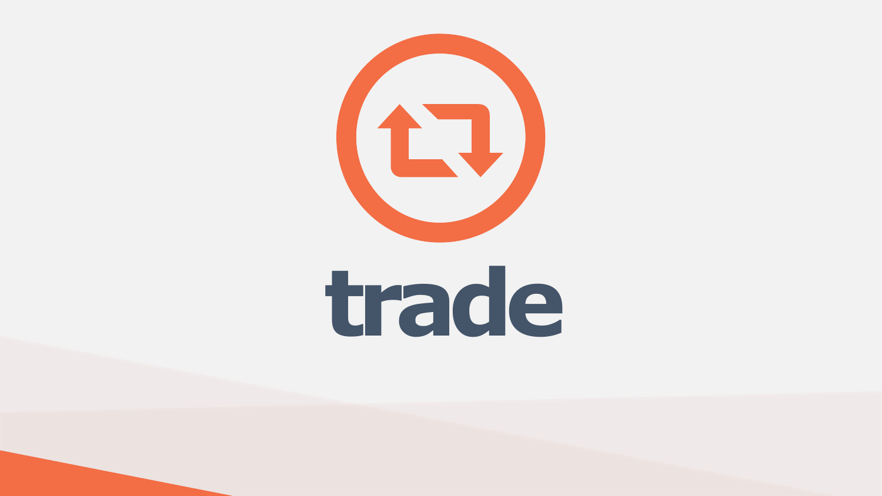# trade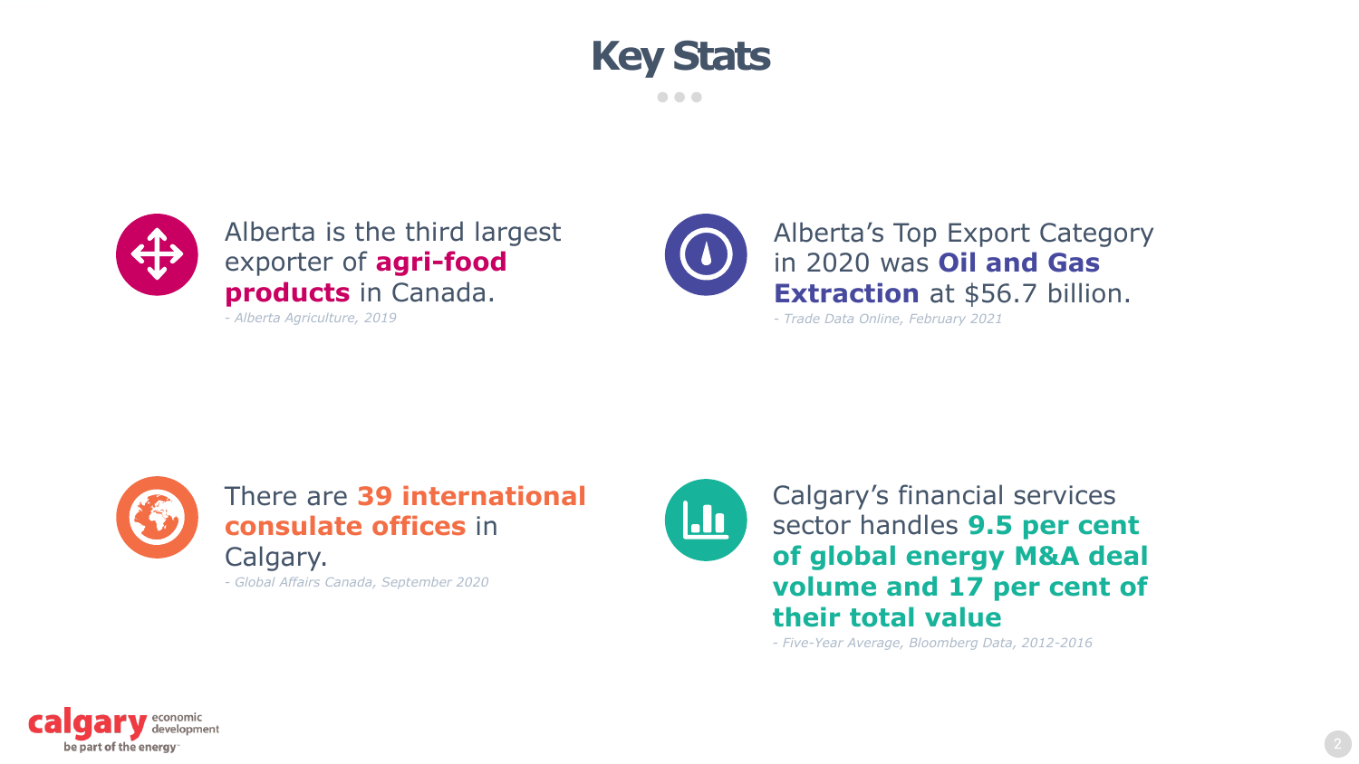# Key Stats

Alberta is the third largest exporter of **agri-food products** in Canada.

*- Alberta Agriculture, 2019*

Alberta's Top Export Category in 2020 was **Oil and Gas Extraction** at $56.7 billion.

*- Trade Data Online, February 2021*

There are **39 international consulate offices** in Calgary.

*- Global Affairs Canada, September 2020*

Calgary's financial services sector handles **9.5 per cent of global energy M&A deal volume and 17 per cent of their total value**

*- Five-Year Average, Bloomberg Data, 2012-2016*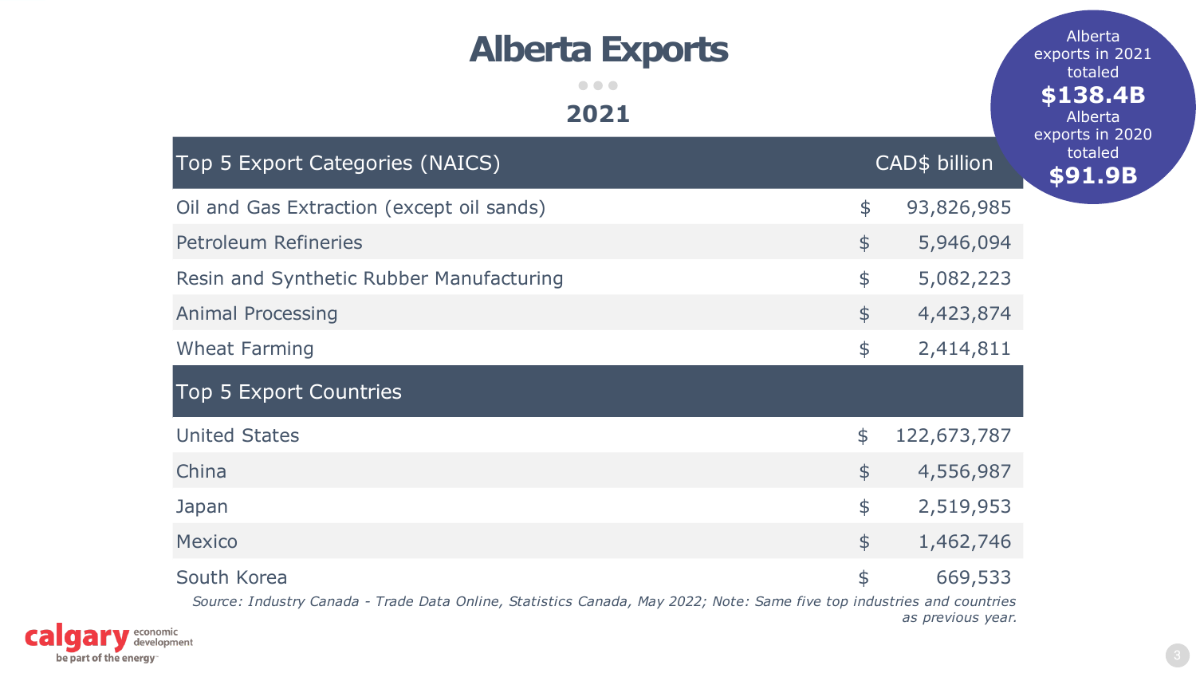# Alberta Exports

## 2021

Alberta exports in 2021 totaled **$138.4B**
Alberta exports in 2020 totaled **$91.9B**

| Top 5 Export Categories (NAICS) | CAD$ billion |
|---|---|
| Oil and Gas Extraction (except oil sands) | $ 93,826,985 |
| Petroleum Refineries | $ 5,946,094 |
| Resin and Synthetic Rubber Manufacturing | $ 5,082,223 |
| Animal Processing | $ 4,423,874 |
| Wheat Farming | $ 2,414,811 |
| **Top 5 Export Countries** | |
| United States | $ 122,673,787 |
| China | $ 4,556,987 |
| Japan | $ 2,519,953 |
| Mexico | $ 1,462,746 |
| South Korea | $ 669,533 |

*Source: Industry Canada - Trade Data Online, Statistics Canada, May 2022; Note: Same five top industries and countries as previous year.*

calgary economic development
be part of the energy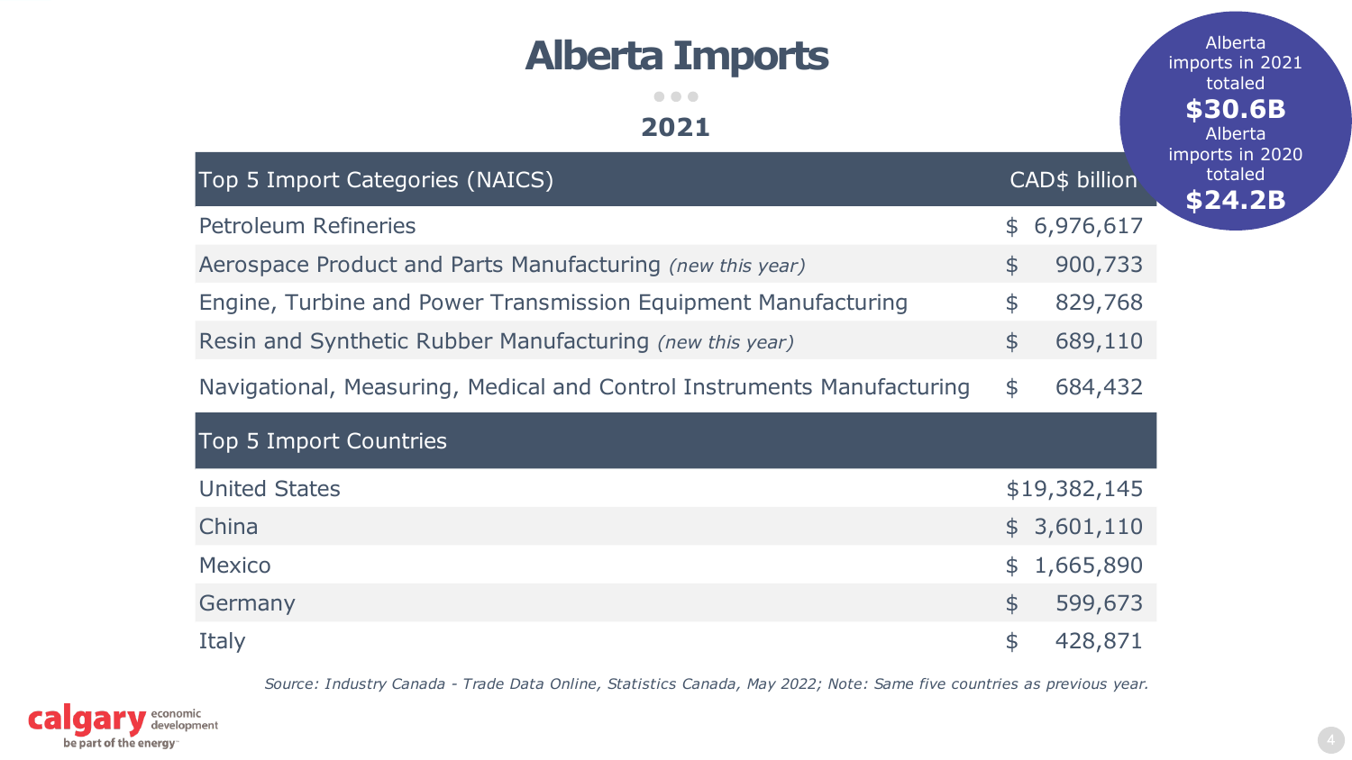# Alberta Imports

## 2021

Alberta imports in 2021 totaled **$30.6B**
Alberta imports in 2020 totaled **$24.2B**

| Top 5 Import Categories (NAICS) | CAD$ billion |
|---|---|
| Petroleum Refineries | $ 6,976,617 |
| Aerospace Product and Parts Manufacturing *(new this year)* | $ 900,733 |
| Engine, Turbine and Power Transmission Equipment Manufacturing | $ 829,768 |
| Resin and Synthetic Rubber Manufacturing *(new this year)* | $ 689,110 |
| Navigational, Measuring, Medical and Control Instruments Manufacturing | $ 684,432 |
| **Top 5 Import Countries** | |
| United States | $19,382,145 |
| China | $ 3,601,110 |
| Mexico | $ 1,665,890 |
| Germany | $ 599,673 |
| Italy | $ 428,871 |

*Source: Industry Canada - Trade Data Online, Statistics Canada, May 2022; Note: Same five countries as previous year.*

calgary economic development
be part of the energy